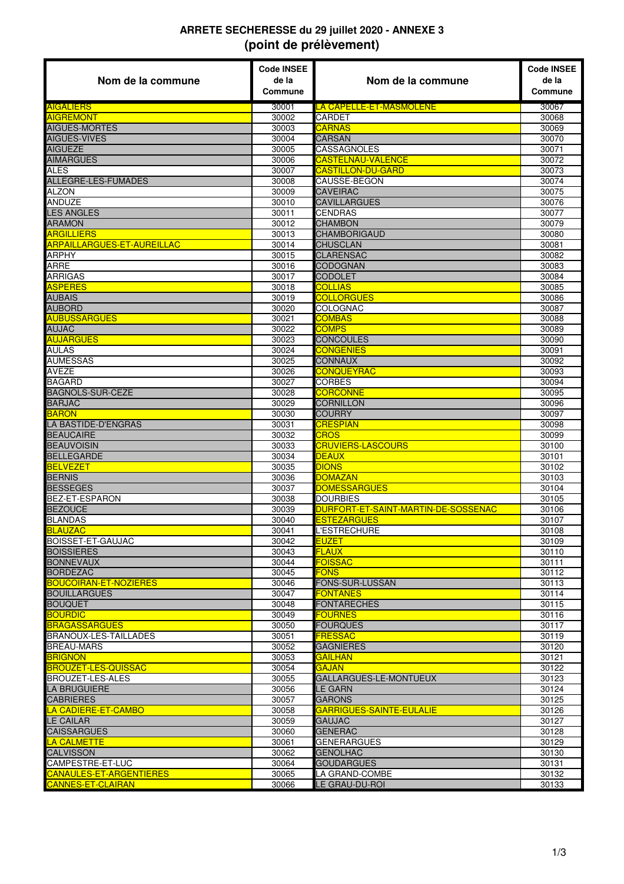# ARRETE SECHERESSE du 29 juillet 2020 - ANNEXE 3
## (point de prélèvement)

| Nom de la commune | Code INSEE de la Commune | Nom de la commune | Code INSEE de la Commune |
|---|---|---|---|
| AIGALIERS | 30001 | LA CAPELLE-ET-MASMOLENE | 30067 |
| AIGREMONT | 30002 | CARDET | 30068 |
| AIGUES-MORTES | 30003 | CARNAS | 30069 |
| AIGUES-VIVES | 30004 | CARSAN | 30070 |
| AIGUEZE | 30005 | CASSAGNOLES | 30071 |
| AIMARGUES | 30006 | CASTELNAU-VALENCE | 30072 |
| ALES | 30007 | CASTILLON-DU-GARD | 30073 |
| ALLEGRE-LES-FUMADES | 30008 | CAUSSE-BEGON | 30074 |
| ALZON | 30009 | CAVEIRAC | 30075 |
| ANDUZE | 30010 | CAVILLARGUES | 30076 |
| LES ANGLES | 30011 | CENDRAS | 30077 |
| ARAMON | 30012 | CHAMBON | 30079 |
| ARGILLIERS | 30013 | CHAMBORIGAUD | 30080 |
| ARPAILLARGUES-ET-AUREILLAC | 30014 | CHUSCLAN | 30081 |
| ARPHY | 30015 | CLARENSAC | 30082 |
| ARRE | 30016 | CODOGNAN | 30083 |
| ARRIGAS | 30017 | CODOLET | 30084 |
| ASPERES | 30018 | COLLIAS | 30085 |
| AUBAIS | 30019 | COLLORGUES | 30086 |
| AUBORD | 30020 | COLOGNAC | 30087 |
| AUBUSSARGUES | 30021 | COMBAS | 30088 |
| AUJAC | 30022 | COMPS | 30089 |
| AUJARGUES | 30023 | CONCOULES | 30090 |
| AULAS | 30024 | CONGENIES | 30091 |
| AUMESSAS | 30025 | CONNAUX | 30092 |
| AVEZE | 30026 | CONQUEYRAC | 30093 |
| BAGARD | 30027 | CORBES | 30094 |
| BAGNOLS-SUR-CEZE | 30028 | CORCONNE | 30095 |
| BARJAC | 30029 | CORNILLON | 30096 |
| BARON | 30030 | COURRY | 30097 |
| LA BASTIDE-D'ENGRAS | 30031 | CRESPIAN | 30098 |
| BEAUCAIRE | 30032 | CROS | 30099 |
| BEAUVOISIN | 30033 | CRUVIERS-LASCOURS | 30100 |
| BELLEGARDE | 30034 | DEAUX | 30101 |
| BELVEZET | 30035 | DIONS | 30102 |
| BERNIS | 30036 | DOMAZAN | 30103 |
| BESSEGES | 30037 | DOMESSARGUES | 30104 |
| BEZ-ET-ESPARON | 30038 | DOURBIES | 30105 |
| BEZOUCE | 30039 | DURFORT-ET-SAINT-MARTIN-DE-SOSSENAC | 30106 |
| BLANDAS | 30040 | ESTEZARGUES | 30107 |
| BLAUZAC | 30041 | L'ESTRECHURE | 30108 |
| BOISSET-ET-GAUJAC | 30042 | EUZET | 30109 |
| BOISSIERES | 30043 | FLAUX | 30110 |
| BONNEVAUX | 30044 | FOISSAC | 30111 |
| BORDEZAC | 30045 | FONS | 30112 |
| BOUCOIRAN-ET-NOZIERES | 30046 | FONS-SUR-LUSSAN | 30113 |
| BOUILLARGUES | 30047 | FONTANES | 30114 |
| BOUQUET | 30048 | FONTARECHES | 30115 |
| BOURDIC | 30049 | FOURNES | 30116 |
| BRAGASSARGUES | 30050 | FOURQUES | 30117 |
| BRANOUX-LES-TAILLADES | 30051 | FRESSAC | 30119 |
| BREAU-MARS | 30052 | GAGNIERES | 30120 |
| BRIGNON | 30053 | GAILHAN | 30121 |
| BROUZET-LES-QUISSAC | 30054 | GAJAN | 30122 |
| BROUZET-LES-ALES | 30055 | GALLARGUES-LE-MONTUEUX | 30123 |
| LA BRUGUIERE | 30056 | LE GARN | 30124 |
| CABRIERES | 30057 | GARONS | 30125 |
| LA CADIERE-ET-CAMBO | 30058 | GARRIGUES-SAINTE-EULALIE | 30126 |
| LE CAILAR | 30059 | GAUJAC | 30127 |
| CAISSARGUES | 30060 | GENERAC | 30128 |
| LA CALMETTE | 30061 | GENERARGUES | 30129 |
| CALVISSON | 30062 | GENOLHAC | 30130 |
| CAMPESTRE-ET-LUC | 30064 | GOUDARGUES | 30131 |
| CANAULES-ET-ARGENTIERES | 30065 | LA GRAND-COMBE | 30132 |
| CANNES-ET-CLAIRAN | 30066 | LE GRAU-DU-ROI | 30133 |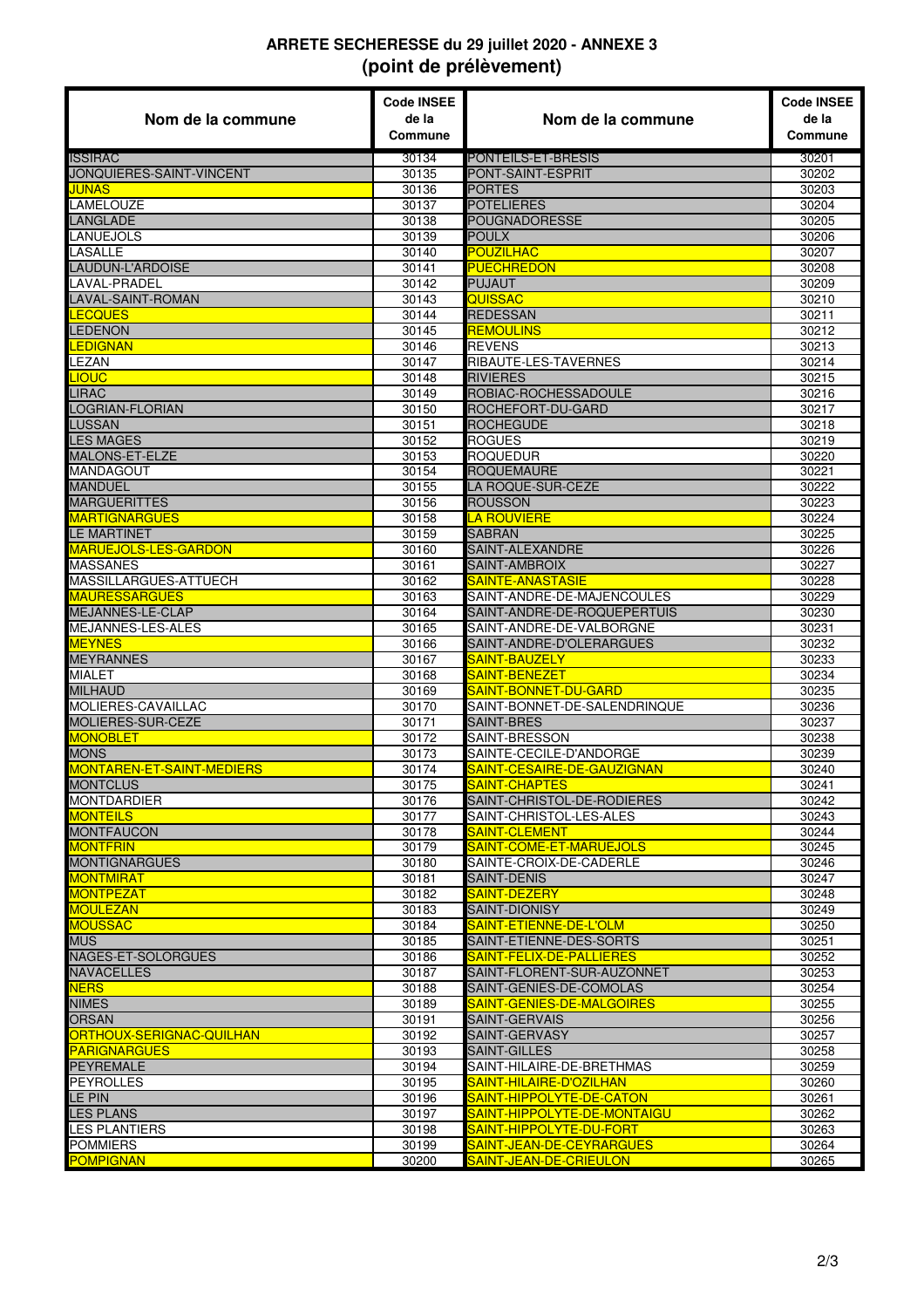**ARRETE SECHERESSE du 29 juillet 2020 - ANNEXE 3**
**(point de prélèvement)**

| Nom de la commune | Code INSEE de la Commune | Nom de la commune | Code INSEE de la Commune |
|---|---|---|---|
| ISSIRAC | 30134 | PONTEILS-ET-BRESIS | 30201 |
| JONQUIERES-SAINT-VINCENT | 30135 | PONT-SAINT-ESPRIT | 30202 |
| JUNAS | 30136 | PORTES | 30203 |
| LAMELOUZE | 30137 | POTELIERES | 30204 |
| LANGLADE | 30138 | POUGNADORESSE | 30205 |
| LANUEJOLS | 30139 | POULX | 30206 |
| LASALLE | 30140 | POUZILHAC | 30207 |
| LAUDUN-L'ARDOISE | 30141 | PUECHREDON | 30208 |
| LAVAL-PRADEL | 30142 | PUJAUT | 30209 |
| LAVAL-SAINT-ROMAN | 30143 | QUISSAC | 30210 |
| LECQUES | 30144 | REDESSAN | 30211 |
| LEDENON | 30145 | REMOULINS | 30212 |
| LEDIGNAN | 30146 | REVENS | 30213 |
| LEZAN | 30147 | RIBAUTE-LES-TAVERNES | 30214 |
| LIOUC | 30148 | RIVIERES | 30215 |
| LIRAC | 30149 | ROBIAC-ROCHESSADOULE | 30216 |
| LOGRIAN-FLORIAN | 30150 | ROCHEFORT-DU-GARD | 30217 |
| LUSSAN | 30151 | ROCHEGUDE | 30218 |
| LES MAGES | 30152 | ROGUES | 30219 |
| MALONS-ET-ELZE | 30153 | ROQUEDUR | 30220 |
| MANDAGOUT | 30154 | ROQUEMAURE | 30221 |
| MANDUEL | 30155 | LA ROQUE-SUR-CEZE | 30222 |
| MARGUERITTES | 30156 | ROUSSON | 30223 |
| MARTIGNARGUES | 30158 | LA ROUVIERE | 30224 |
| LE MARTINET | 30159 | SABRAN | 30225 |
| MARUEJOLS-LES-GARDON | 30160 | SAINT-ALEXANDRE | 30226 |
| MASSANES | 30161 | SAINT-AMBROIX | 30227 |
| MASSILLARGUES-ATTUECH | 30162 | SAINTE-ANASTASIE | 30228 |
| MAURESSARGUES | 30163 | SAINT-ANDRE-DE-MAJENCOULES | 30229 |
| MEJANNES-LE-CLAP | 30164 | SAINT-ANDRE-DE-ROQUEPERTUIS | 30230 |
| MEJANNES-LES-ALES | 30165 | SAINT-ANDRE-DE-VALBORGNE | 30231 |
| MEYNES | 30166 | SAINT-ANDRE-D'OLERARGUES | 30232 |
| MEYRANNES | 30167 | SAINT-BAUZELY | 30233 |
| MIALET | 30168 | SAINT-BENEZET | 30234 |
| MILHAUD | 30169 | SAINT-BONNET-DU-GARD | 30235 |
| MOLIERES-CAVAILLAC | 30170 | SAINT-BONNET-DE-SALENDRINQUE | 30236 |
| MOLIERES-SUR-CEZE | 30171 | SAINT-BRES | 30237 |
| MONOBLET | 30172 | SAINT-BRESSON | 30238 |
| MONS | 30173 | SAINTE-CECILE-D'ANDORGE | 30239 |
| MONTAREN-ET-SAINT-MEDIERS | 30174 | SAINT-CESAIRE-DE-GAUZIGNAN | 30240 |
| MONTCLUS | 30175 | SAINT-CHAPTES | 30241 |
| MONTDARDIER | 30176 | SAINT-CHRISTOL-DE-RODIERES | 30242 |
| MONTEILS | 30177 | SAINT-CHRISTOL-LES-ALES | 30243 |
| MONTFAUCON | 30178 | SAINT-CLEMENT | 30244 |
| MONTFRIN | 30179 | SAINT-COME-ET-MARUEJOLS | 30245 |
| MONTIGNARGUES | 30180 | SAINTE-CROIX-DE-CADERLE | 30246 |
| MONTMIRAT | 30181 | SAINT-DENIS | 30247 |
| MONTPEZAT | 30182 | SAINT-DEZERY | 30248 |
| MOULEZAN | 30183 | SAINT-DIONISY | 30249 |
| MOUSSAC | 30184 | SAINT-ETIENNE-DE-L'OLM | 30250 |
| MUS | 30185 | SAINT-ETIENNE-DES-SORTS | 30251 |
| NAGES-ET-SOLORGUES | 30186 | SAINT-FELIX-DE-PALLIERES | 30252 |
| NAVACELLES | 30187 | SAINT-FLORENT-SUR-AUZONNET | 30253 |
| NERS | 30188 | SAINT-GENIES-DE-COMOLAS | 30254 |
| NIMES | 30189 | SAINT-GENIES-DE-MALGOIRES | 30255 |
| ORSAN | 30191 | SAINT-GERVAIS | 30256 |
| ORTHOUX-SERIGNAC-QUILHAN | 30192 | SAINT-GERVASY | 30257 |
| PARIGNARGUES | 30193 | SAINT-GILLES | 30258 |
| PEYREMALE | 30194 | SAINT-HILAIRE-DE-BRETHMAS | 30259 |
| PEYROLLES | 30195 | SAINT-HILAIRE-D'OZILHAN | 30260 |
| LE PIN | 30196 | SAINT-HIPPOLYTE-DE-CATON | 30261 |
| LES PLANS | 30197 | SAINT-HIPPOLYTE-DE-MONTAIGU | 30262 |
| LES PLANTIERS | 30198 | SAINT-HIPPOLYTE-DU-FORT | 30263 |
| POMMIERS | 30199 | SAINT-JEAN-DE-CEYRARGUES | 30264 |
| POMPIGNAN | 30200 | SAINT-JEAN-DE-CRIEULON | 30265 |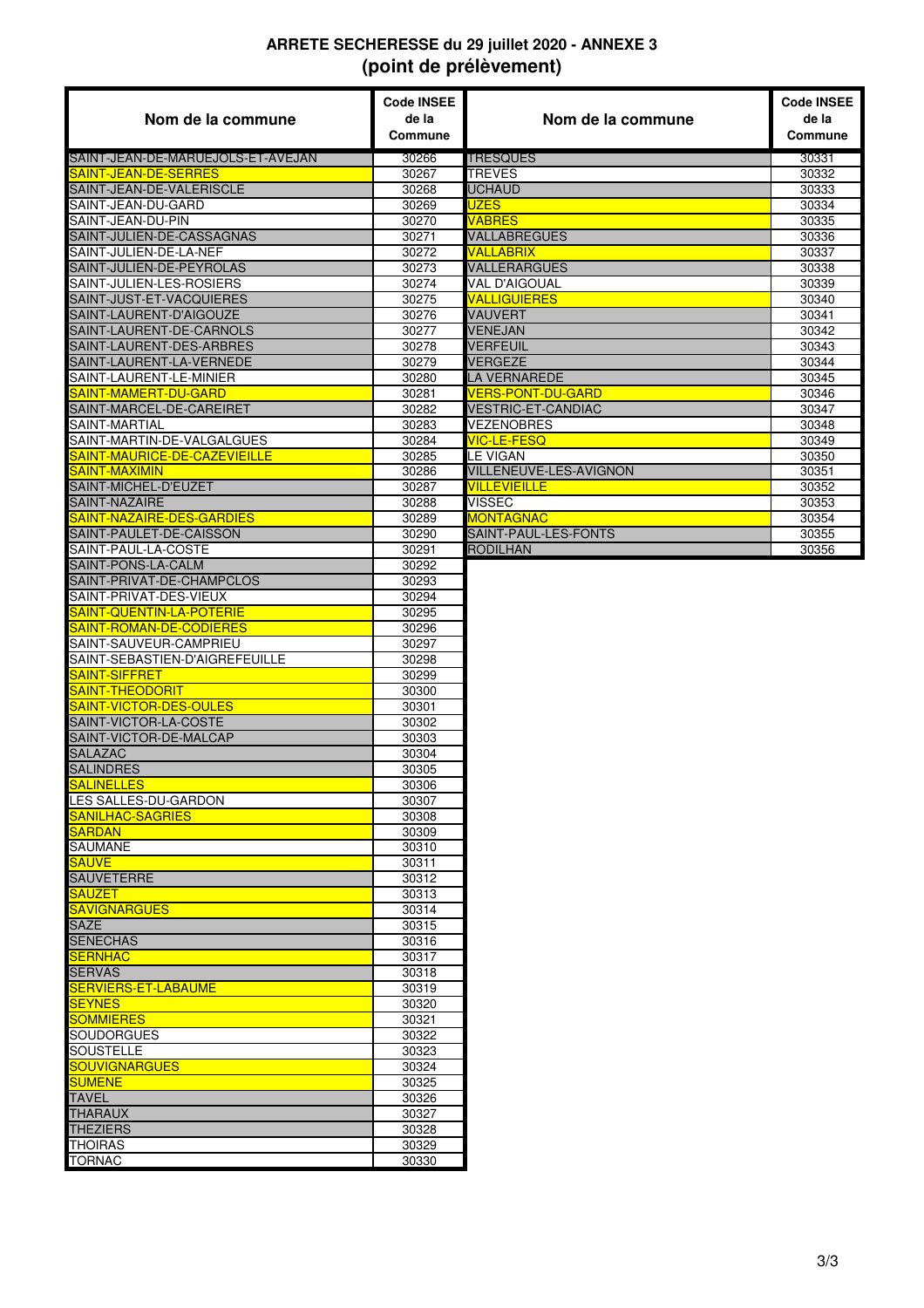# ARRETE SECHERESSE du 29 juillet 2020 - ANNEXE 3
## (point de prélèvement)

| Nom de la commune | Code INSEE de la Commune | Nom de la commune | Code INSEE de la Commune |
|---|---|---|---|
| SAINT-JEAN-DE-MARUEJOLS-ET-AVEJAN | 30266 | TRESQUES | 30331 |
| SAINT-JEAN-DE-SERRES | 30267 | TREVES | 30332 |
| SAINT-JEAN-DE-VALERISCLE | 30268 | UCHAUD | 30333 |
| SAINT-JEAN-DU-GARD | 30269 | UZES | 30334 |
| SAINT-JEAN-DU-PIN | 30270 | VABRES | 30335 |
| SAINT-JULIEN-DE-CASSAGNAS | 30271 | VALLABREGUES | 30336 |
| SAINT-JULIEN-DE-LA-NEF | 30272 | VALLABRIX | 30337 |
| SAINT-JULIEN-DE-PEYROLAS | 30273 | VALLERARGUES | 30338 |
| SAINT-JULIEN-LES-ROSIERS | 30274 | VAL D'AIGOUAL | 30339 |
| SAINT-JUST-ET-VACQUIERES | 30275 | VALLIGUIERES | 30340 |
| SAINT-LAURENT-D'AIGOUZE | 30276 | VAUVERT | 30341 |
| SAINT-LAURENT-DE-CARNOLS | 30277 | VENEJAN | 30342 |
| SAINT-LAURENT-DES-ARBRES | 30278 | VERFEUIL | 30343 |
| SAINT-LAURENT-LA-VERNEDE | 30279 | VERGEZE | 30344 |
| SAINT-LAURENT-LE-MINIER | 30280 | LA VERNAREDE | 30345 |
| SAINT-MAMERT-DU-GARD | 30281 | VERS-PONT-DU-GARD | 30346 |
| SAINT-MARCEL-DE-CAREIRET | 30282 | VESTRIC-ET-CANDIAC | 30347 |
| SAINT-MARTIAL | 30283 | VEZENOBRES | 30348 |
| SAINT-MARTIN-DE-VALGALGUES | 30284 | VIC-LE-FESQ | 30349 |
| SAINT-MAURICE-DE-CAZEVIEILLE | 30285 | LE VIGAN | 30350 |
| SAINT-MAXIMIN | 30286 | VILLENEUVE-LES-AVIGNON | 30351 |
| SAINT-MICHEL-D'EUZET | 30287 | VILLEVIEILLE | 30352 |
| SAINT-NAZAIRE | 30288 | VISSEC | 30353 |
| SAINT-NAZAIRE-DES-GARDIES | 30289 | MONTAGNAC | 30354 |
| SAINT-PAULET-DE-CAISSON | 30290 | SAINT-PAUL-LES-FONTS | 30355 |
| SAINT-PAUL-LA-COSTE | 30291 | RODILHAN | 30356 |
| SAINT-PONS-LA-CALM | 30292 | | |
| SAINT-PRIVAT-DE-CHAMPCLOS | 30293 | | |
| SAINT-PRIVAT-DES-VIEUX | 30294 | | |
| SAINT-QUENTIN-LA-POTERIE | 30295 | | |
| SAINT-ROMAN-DE-CODIERES | 30296 | | |
| SAINT-SAUVEUR-CAMPRIEU | 30297 | | |
| SAINT-SEBASTIEN-D'AIGREFEUILLE | 30298 | | |
| SAINT-SIFFRET | 30299 | | |
| SAINT-THEODORIT | 30300 | | |
| SAINT-VICTOR-DES-OULES | 30301 | | |
| SAINT-VICTOR-LA-COSTE | 30302 | | |
| SAINT-VICTOR-DE-MALCAP | 30303 | | |
| SALAZAC | 30304 | | |
| SALINDRES | 30305 | | |
| SALINELLES | 30306 | | |
| LES SALLES-DU-GARDON | 30307 | | |
| SANILHAC-SAGRIES | 30308 | | |
| SARDAN | 30309 | | |
| SAUMANE | 30310 | | |
| SAUVE | 30311 | | |
| SAUVETERRE | 30312 | | |
| SAUZET | 30313 | | |
| SAVIGNARGUES | 30314 | | |
| SAZE | 30315 | | |
| SENECHAS | 30316 | | |
| SERNHAC | 30317 | | |
| SERVAS | 30318 | | |
| SERVIERS-ET-LABAUME | 30319 | | |
| SEYNES | 30320 | | |
| SOMMIERES | 30321 | | |
| SOUDORGUES | 30322 | | |
| SOUSTELLE | 30323 | | |
| SOUVIGNARGUES | 30324 | | |
| SUMENE | 30325 | | |
| TAVEL | 30326 | | |
| THARAUX | 30327 | | |
| THEZIERS | 30328 | | |
| THOIRAS | 30329 | | |
| TORNAC | 30330 | | |